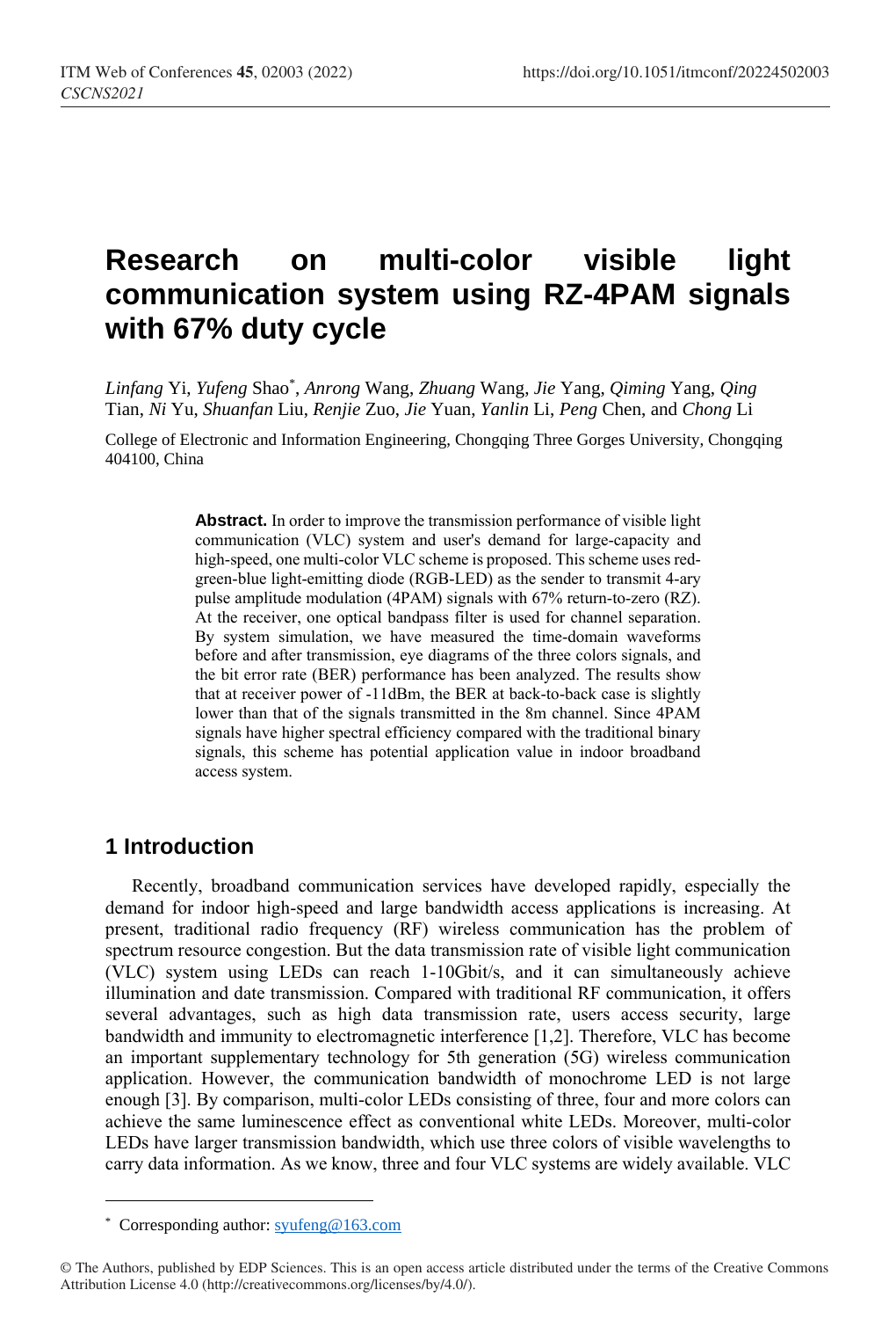# Research on multi-color visible light communication system using RZ-4PAM signals with 67% duty cycle

*Linfang* Yi, *Yufeng* Shao*, *Anrong* Wang, *Zhuang* Wang, *Jie* Yang, *Qiming* Yang, *Qing* Tian, *Ni* Yu, *Shuanfan* Liu, *Renjie* Zuo, *Jie* Yuan, *Yanlin* Li, *Peng* Chen, and *Chong* Li

College of Electronic and Information Engineering, Chongqing Three Gorges University, Chongqing 404100, China

**Abstract.** In order to improve the transmission performance of visible light communication (VLC) system and user's demand for large-capacity and high-speed, one multi-color VLC scheme is proposed. This scheme uses red-green-blue light-emitting diode (RGB-LED) as the sender to transmit 4-ary pulse amplitude modulation (4PAM) signals with 67% return-to-zero (RZ). At the receiver, one optical bandpass filter is used for channel separation. By system simulation, we have measured the time-domain waveforms before and after transmission, eye diagrams of the three colors signals, and the bit error rate (BER) performance has been analyzed. The results show that at receiver power of -11dBm, the BER at back-to-back case is slightly lower than that of the signals transmitted in the 8m channel. Since 4PAM signals have higher spectral efficiency compared with the traditional binary signals, this scheme has potential application value in indoor broadband access system.

## 1 Introduction

Recently, broadband communication services have developed rapidly, especially the demand for indoor high-speed and large bandwidth access applications is increasing. At present, traditional radio frequency (RF) wireless communication has the problem of spectrum resource congestion. But the data transmission rate of visible light communication (VLC) system using LEDs can reach 1-10Gbit/s, and it can simultaneously achieve illumination and date transmission. Compared with traditional RF communication, it offers several advantages, such as high data transmission rate, users access security, large bandwidth and immunity to electromagnetic interference [1,2]. Therefore, VLC has become an important supplementary technology for 5th generation (5G) wireless communication application. However, the communication bandwidth of monochrome LED is not large enough [3]. By comparison, multi-color LEDs consisting of three, four and more colors can achieve the same luminescence effect as conventional white LEDs. Moreover, multi-color LEDs have larger transmission bandwidth, which use three colors of visible wavelengths to carry data information. As we know, three and four VLC systems are widely available. VLC

* Corresponding author: syufeng@163.com

© The Authors, published by EDP Sciences. This is an open access article distributed under the terms of the Creative Commons Attribution License 4.0 (http://creativecommons.org/licenses/by/4.0/).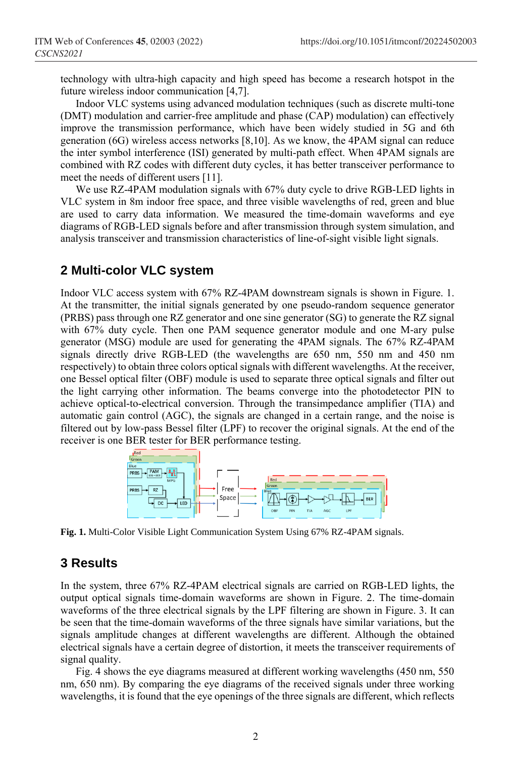technology with ultra-high capacity and high speed has become a research hotspot in the future wireless indoor communication [4,7].

Indoor VLC systems using advanced modulation techniques (such as discrete multi-tone (DMT) modulation and carrier-free amplitude and phase (CAP) modulation) can effectively improve the transmission performance, which have been widely studied in 5G and 6th generation (6G) wireless access networks [8,10]. As we know, the 4PAM signal can reduce the inter symbol interference (ISI) generated by multi-path effect. When 4PAM signals are combined with RZ codes with different duty cycles, it has better transceiver performance to meet the needs of different users [11].

We use RZ-4PAM modulation signals with 67% duty cycle to drive RGB-LED lights in VLC system in 8m indoor free space, and three visible wavelengths of red, green and blue are used to carry data information. We measured the time-domain waveforms and eye diagrams of RGB-LED signals before and after transmission through system simulation, and analysis transceiver and transmission characteristics of line-of-sight visible light signals.

## 2 Multi-color VLC system

Indoor VLC access system with 67% RZ-4PAM downstream signals is shown in Figure. 1. At the transmitter, the initial signals generated by one pseudo-random sequence generator (PRBS) pass through one RZ generator and one sine generator (SG) to generate the RZ signal with 67% duty cycle. Then one PAM sequence generator module and one M-ary pulse generator (MSG) module are used for generating the 4PAM signals. The 67% RZ-4PAM signals directly drive RGB-LED (the wavelengths are 650 nm, 550 nm and 450 nm respectively) to obtain three colors optical signals with different wavelengths. At the receiver, one Bessel optical filter (OBF) module is used to separate three optical signals and filter out the light carrying other information. The beams converge into the photodetector PIN to achieve optical-to-electrical conversion. Through the transimpedance amplifier (TIA) and automatic gain control (AGC), the signals are changed in a certain range, and the noise is filtered out by low-pass Bessel filter (LPF) to recover the original signals. At the end of the receiver is one BER tester for BER performance testing.

**Fig. 1.** Multi-Color Visible Light Communication System Using 67% RZ-4PAM signals.

## 3 Results

In the system, three 67% RZ-4PAM electrical signals are carried on RGB-LED lights, the output optical signals time-domain waveforms are shown in Figure. 2. The time-domain waveforms of the three electrical signals by the LPF filtering are shown in Figure. 3. It can be seen that the time-domain waveforms of the three signals have similar variations, but the signals amplitude changes at different wavelengths are different. Although the obtained electrical signals have a certain degree of distortion, it meets the transceiver requirements of signal quality.

Fig. 4 shows the eye diagrams measured at different working wavelengths (450 nm, 550 nm, 650 nm). By comparing the eye diagrams of the received signals under three working wavelengths, it is found that the eye openings of the three signals are different, which reflects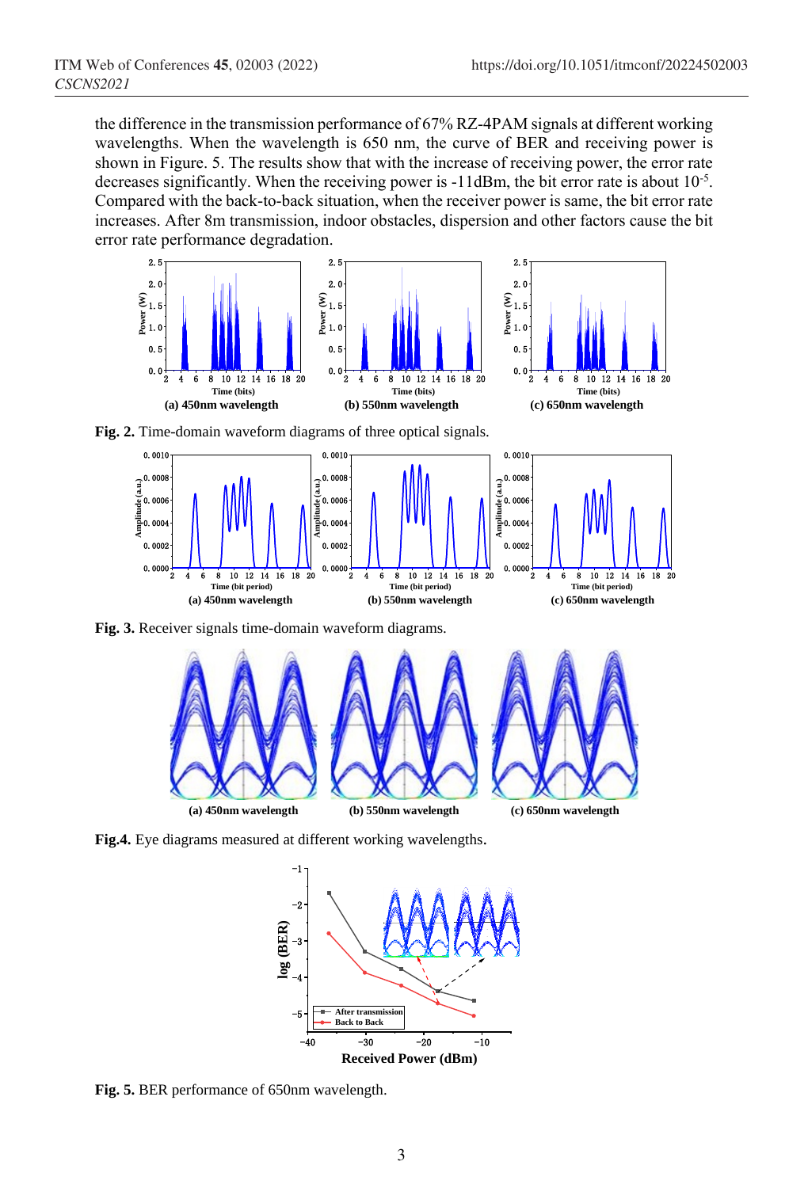the difference in the transmission performance of 67% RZ-4PAM signals at different working wavelengths. When the wavelength is 650 nm, the curve of BER and receiving power is shown in Figure. 5. The results show that with the increase of receiving power, the error rate decreases significantly. When the receiving power is -11dBm, the bit error rate is about $10^{-5}$. Compared with the back-to-back situation, when the receiver power is same, the bit error rate increases. After 8m transmission, indoor obstacles, dispersion and other factors cause the bit error rate performance degradation.

**Fig. 2.** Time-domain waveform diagrams of three optical signals.

**Fig. 3.** Receiver signals time-domain waveform diagrams.

**Fig.4.** Eye diagrams measured at different working wavelengths.

**Fig. 5.** BER performance of 650nm wavelength.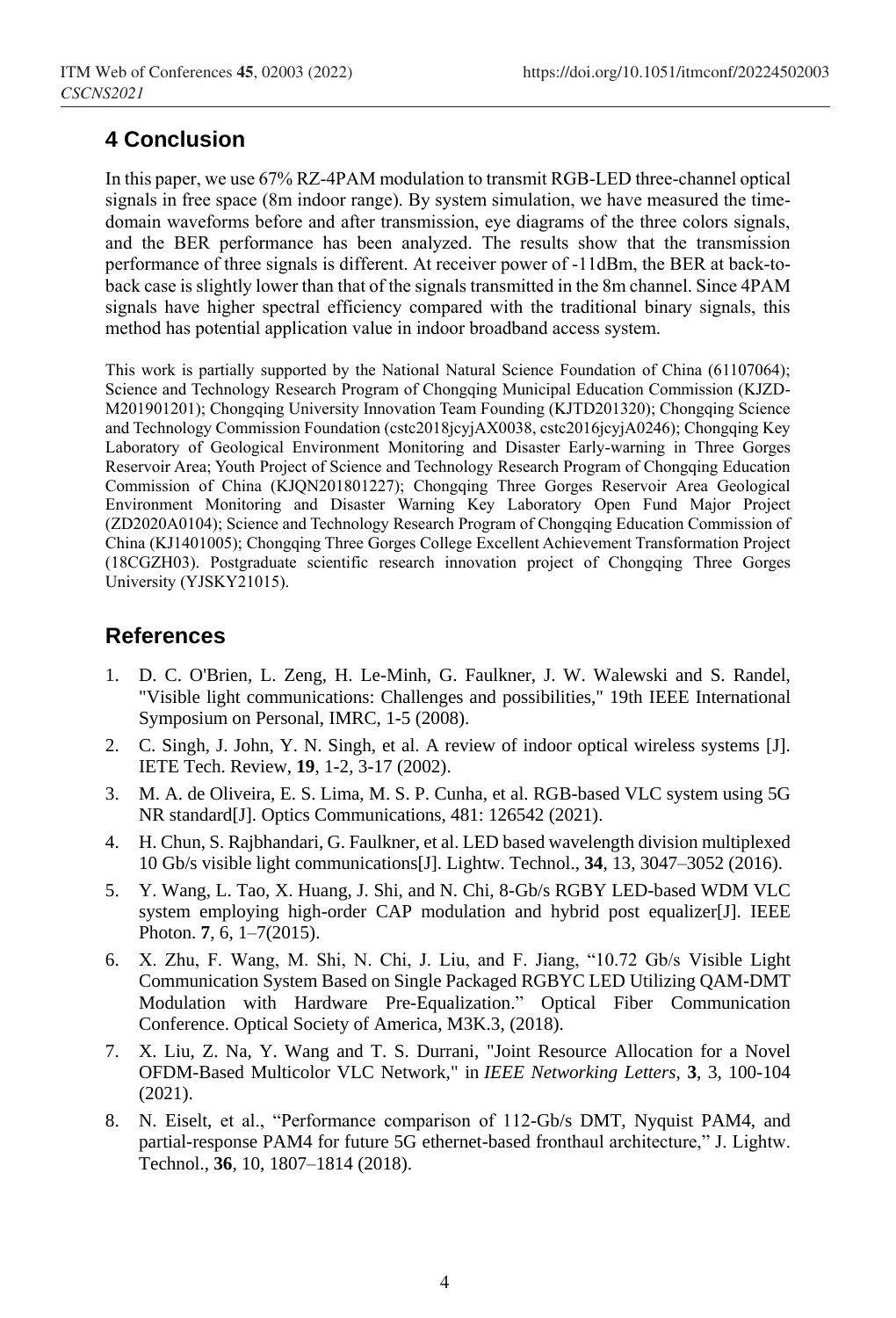## 4 Conclusion

In this paper, we use 67% RZ-4PAM modulation to transmit RGB-LED three-channel optical signals in free space (8m indoor range). By system simulation, we have measured the time-domain waveforms before and after transmission, eye diagrams of the three colors signals, and the BER performance has been analyzed. The results show that the transmission performance of three signals is different. At receiver power of -11dBm, the BER at back-to-back case is slightly lower than that of the signals transmitted in the 8m channel. Since 4PAM signals have higher spectral efficiency compared with the traditional binary signals, this method has potential application value in indoor broadband access system.

This work is partially supported by the National Natural Science Foundation of China (61107064); Science and Technology Research Program of Chongqing Municipal Education Commission (KJZD-M201901201); Chongqing University Innovation Team Founding (KJTD201320); Chongqing Science and Technology Commission Foundation (cstc2018jcyjAX0038, cstc2016jcyjA0246); Chongqing Key Laboratory of Geological Environment Monitoring and Disaster Early-warning in Three Gorges Reservoir Area; Youth Project of Science and Technology Research Program of Chongqing Education Commission of China (KJQN201801227); Chongqing Three Gorges Reservoir Area Geological Environment Monitoring and Disaster Warning Key Laboratory Open Fund Major Project (ZD2020A0104); Science and Technology Research Program of Chongqing Education Commission of China (KJ1401005); Chongqing Three Gorges College Excellent Achievement Transformation Project (18CGZH03). Postgraduate scientific research innovation project of Chongqing Three Gorges University (YJSKY21015).

## References

1. D. C. O'Brien, L. Zeng, H. Le-Minh, G. Faulkner, J. W. Walewski and S. Randel, "Visible light communications: Challenges and possibilities," 19th IEEE International Symposium on Personal, IMRC, 1-5 (2008).
2. C. Singh, J. John, Y. N. Singh, et al. A review of indoor optical wireless systems [J]. IETE Tech. Review, **19**, 1-2, 3-17 (2002).
3. M. A. de Oliveira, E. S. Lima, M. S. P. Cunha, et al. RGB-based VLC system using 5G NR standard[J]. Optics Communications, 481: 126542 (2021).
4. H. Chun, S. Rajbhandari, G. Faulkner, et al. LED based wavelength division multiplexed 10 Gb/s visible light communications[J]. Lightw. Technol., **34**, 13, 3047–3052 (2016).
5. Y. Wang, L. Tao, X. Huang, J. Shi, and N. Chi, 8-Gb/s RGBY LED-based WDM VLC system employing high-order CAP modulation and hybrid post equalizer[J]. IEEE Photon. **7**, 6, 1–7(2015).
6. X. Zhu, F. Wang, M. Shi, N. Chi, J. Liu, and F. Jiang, "10.72 Gb/s Visible Light Communication System Based on Single Packaged RGBYC LED Utilizing QAM-DMT Modulation with Hardware Pre-Equalization." Optical Fiber Communication Conference. Optical Society of America, M3K.3, (2018).
7. X. Liu, Z. Na, Y. Wang and T. S. Durrani, "Joint Resource Allocation for a Novel OFDM-Based Multicolor VLC Network," in *IEEE Networking Letters*, **3**, 3, 100-104 (2021).
8. N. Eiselt, et al., "Performance comparison of 112-Gb/s DMT, Nyquist PAM4, and partial-response PAM4 for future 5G ethernet-based fronthaul architecture," J. Lightw. Technol., **36**, 10, 1807–1814 (2018).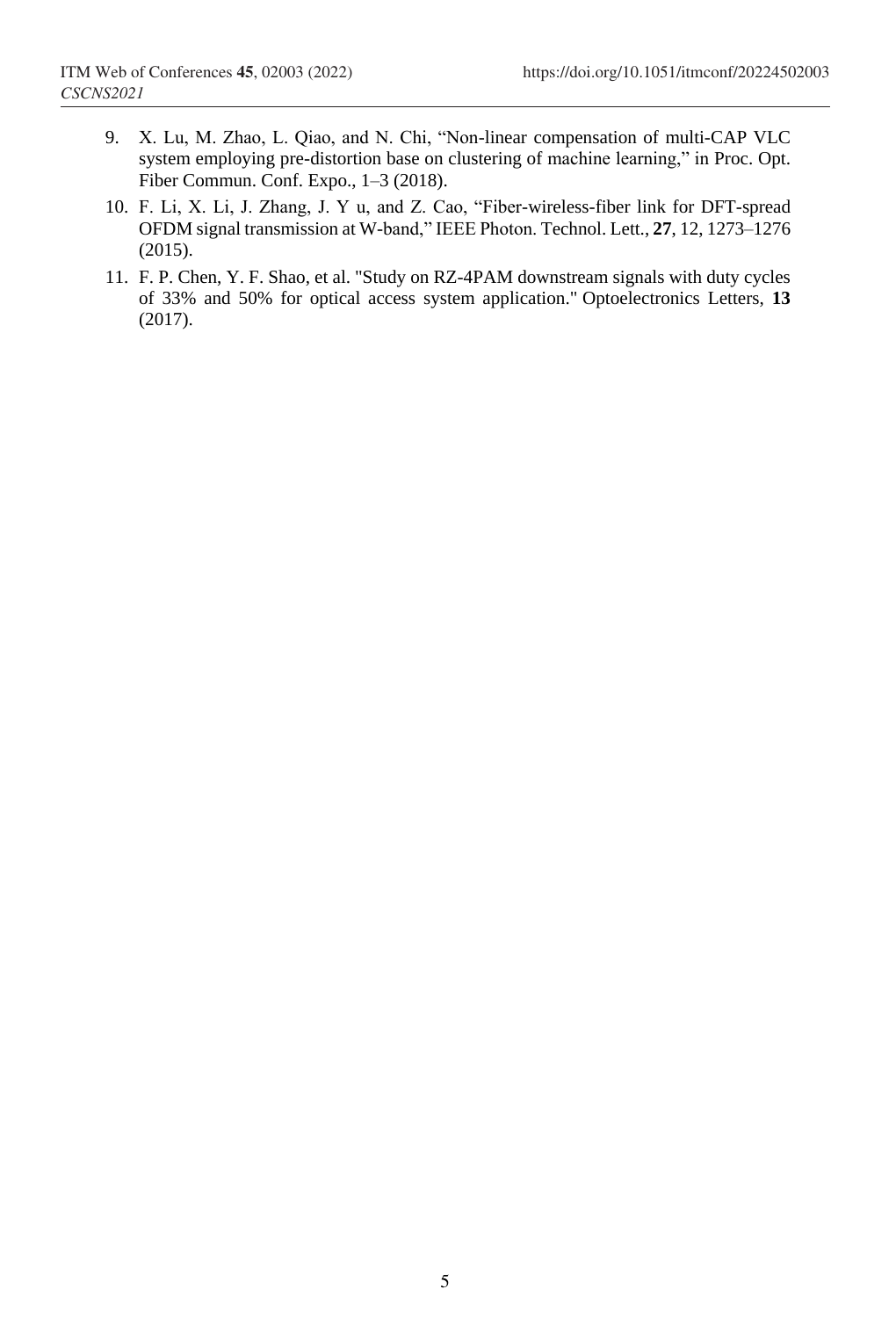9. X. Lu, M. Zhao, L. Qiao, and N. Chi, “Non-linear compensation of multi-CAP VLC system employing pre-distortion base on clustering of machine learning,” in Proc. Opt. Fiber Commun. Conf. Expo., 1–3 (2018).
10. F. Li, X. Li, J. Zhang, J. Y u, and Z. Cao, “Fiber-wireless-fiber link for DFT-spread OFDM signal transmission at W-band,” IEEE Photon. Technol. Lett., **27**, 12, 1273–1276 (2015).
11. F. P. Chen, Y. F. Shao, et al. "Study on RZ-4PAM downstream signals with duty cycles of 33% and 50% for optical access system application." Optoelectronics Letters, **13** (2017).